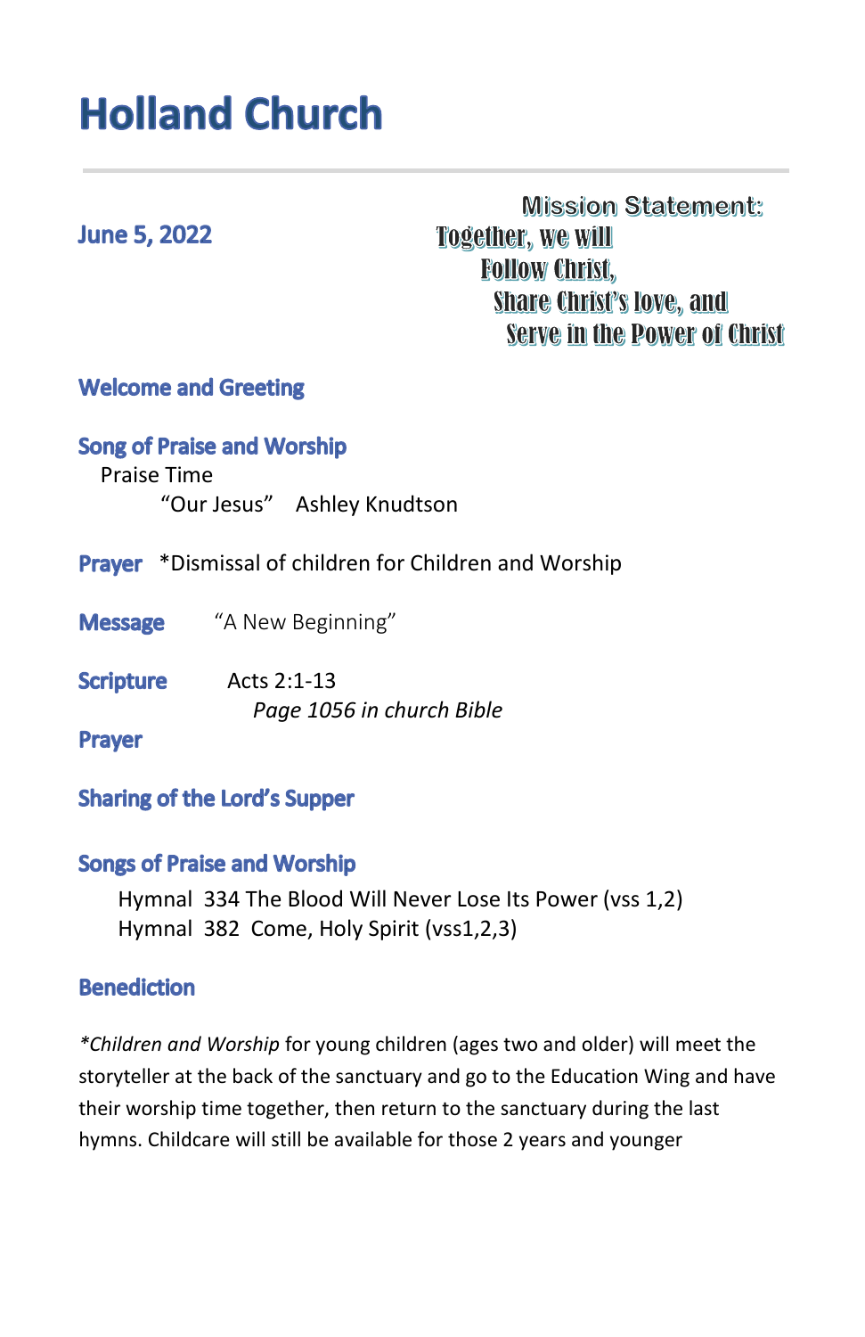# Holland Church

**June 5, 2022**

**Mission Statement:**
Together, we will
Follow Christ,
Share Christ's love, and
Serve in the Power of Christ

## Welcome and Greeting

## Song of Praise and Worship

Praise Time
"Our Jesus" Ashley Knudtson

**Prayer** *Dismissal of children for Children and Worship

**Message** "A New Beginning"

**Scripture** Acts 2:1-13
*Page 1056 in church Bible*

## Prayer

## Sharing of the Lord's Supper

## Songs of Praise and Worship

Hymnal 334 The Blood Will Never Lose Its Power (vss 1,2)
Hymnal 382 Come, Holy Spirit (vss1,2,3)

## Benediction

**Children and Worship* for young children (ages two and older) will meet the storyteller at the back of the sanctuary and go to the Education Wing and have their worship time together, then return to the sanctuary during the last hymns. Childcare will still be available for those 2 years and younger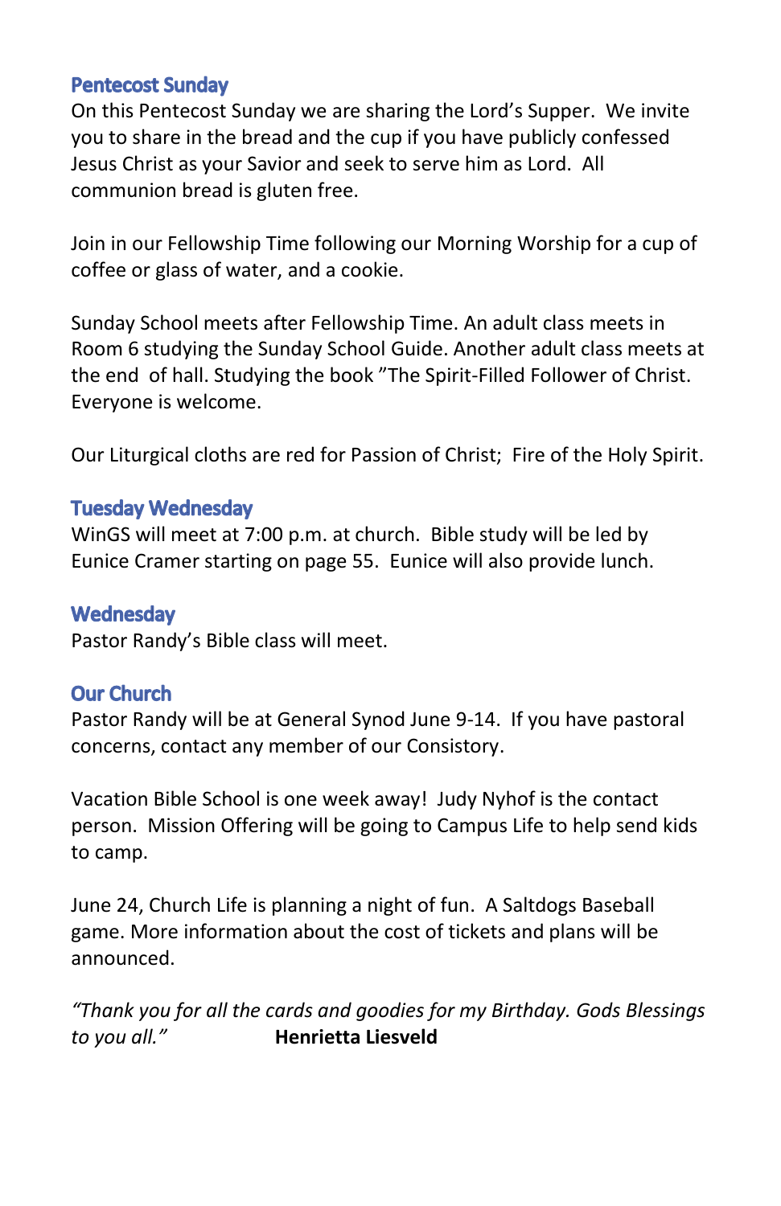## Pentecost Sunday

On this Pentecost Sunday we are sharing the Lord's Supper. We invite you to share in the bread and the cup if you have publicly confessed Jesus Christ as your Savior and seek to serve him as Lord. All communion bread is gluten free.

Join in our Fellowship Time following our Morning Worship for a cup of coffee or glass of water, and a cookie.

Sunday School meets after Fellowship Time. An adult class meets in Room 6 studying the Sunday School Guide. Another adult class meets at the end of hall. Studying the book "The Spirit-Filled Follower of Christ. Everyone is welcome.

Our Liturgical cloths are red for Passion of Christ; Fire of the Holy Spirit.

## Tuesday Wednesday

WinGS will meet at 7:00 p.m. at church. Bible study will be led by Eunice Cramer starting on page 55. Eunice will also provide lunch.

## Wednesday

Pastor Randy's Bible class will meet.

## Our Church

Pastor Randy will be at General Synod June 9-14. If you have pastoral concerns, contact any member of our Consistory.

Vacation Bible School is one week away! Judy Nyhof is the contact person. Mission Offering will be going to Campus Life to help send kids to camp.

June 24, Church Life is planning a night of fun. A Saltdogs Baseball game. More information about the cost of tickets and plans will be announced.

*"Thank you for all the cards and goodies for my Birthday. Gods Blessings to you all."* **Henrietta Liesveld**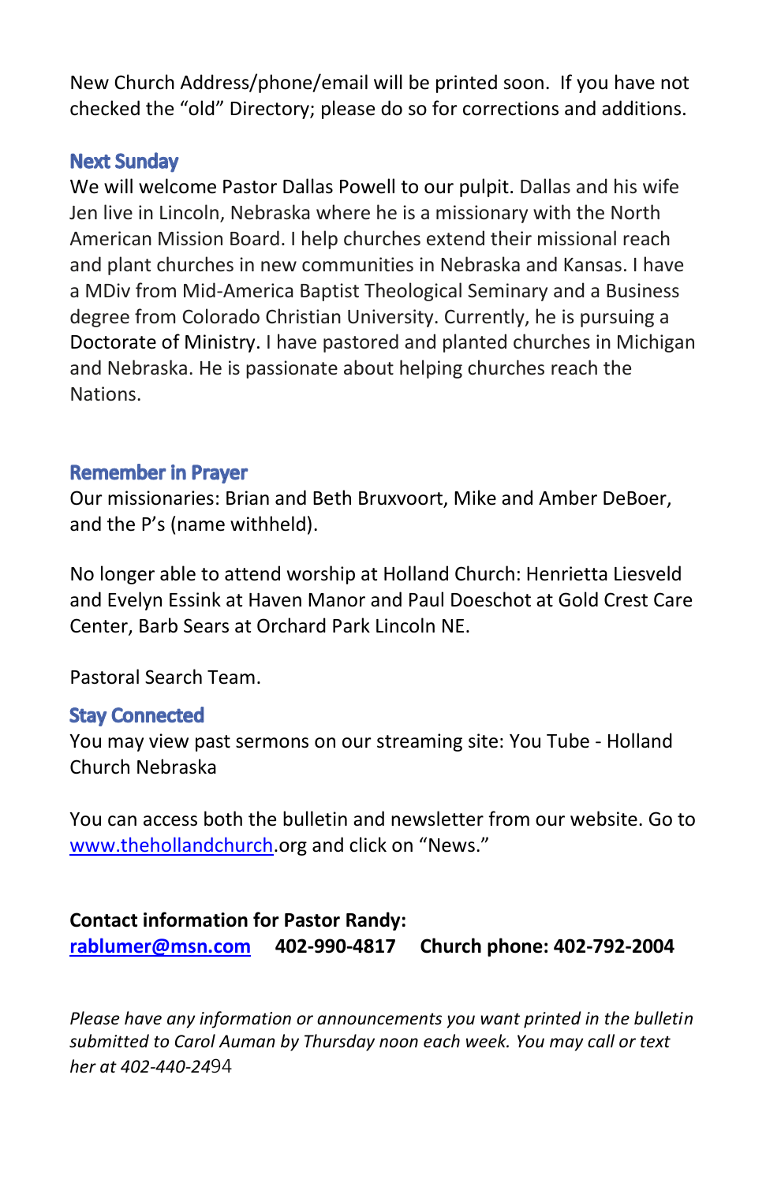New Church Address/phone/email will be printed soon. If you have not checked the "old" Directory; please do so for corrections and additions.

## Next Sunday

We will welcome Pastor Dallas Powell to our pulpit. Dallas and his wife Jen live in Lincoln, Nebraska where he is a missionary with the North American Mission Board. I help churches extend their missional reach and plant churches in new communities in Nebraska and Kansas. I have a MDiv from Mid-America Baptist Theological Seminary and a Business degree from Colorado Christian University. Currently, he is pursuing a Doctorate of Ministry. I have pastored and planted churches in Michigan and Nebraska. He is passionate about helping churches reach the Nations.

## Remember in Prayer

Our missionaries: Brian and Beth Bruxvoort, Mike and Amber DeBoer, and the P's (name withheld).

No longer able to attend worship at Holland Church: Henrietta Liesveld and Evelyn Essink at Haven Manor and Paul Doeschot at Gold Crest Care Center, Barb Sears at Orchard Park Lincoln NE.

Pastoral Search Team.

## Stay Connected

You may view past sermons on our streaming site: You Tube - Holland Church Nebraska

You can access both the bulletin and newsletter from our website. Go to www.thehollandchurch.org and click on "News."

**Contact information for Pastor Randy:**
**rablumer@msn.com 402-990-4817 Church phone: 402-792-2004**

*Please have any information or announcements you want printed in the bulletin submitted to Carol Auman by Thursday noon each week. You may call or text her at 402-440-2494*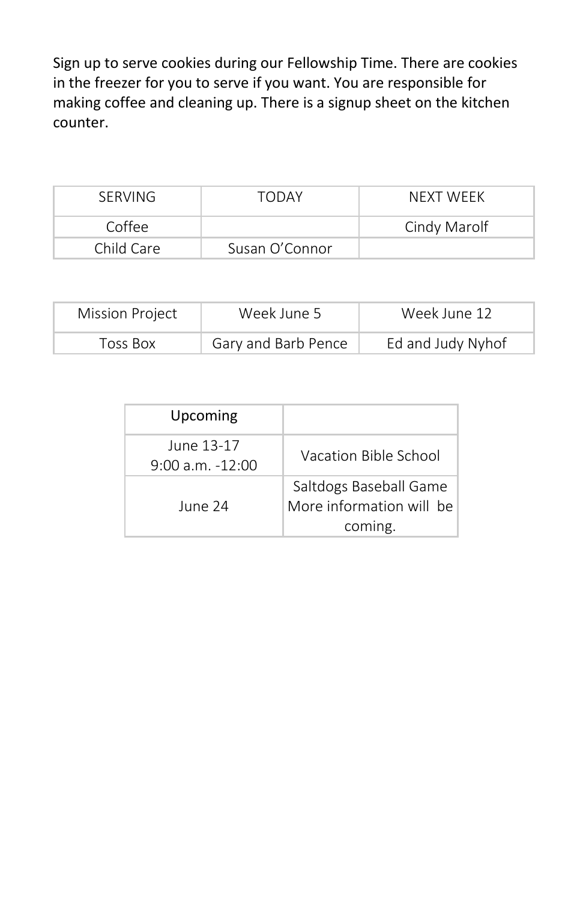Sign up to serve cookies during our Fellowship Time. There are cookies in the freezer for you to serve if you want. You are responsible for making coffee and cleaning up. There is a signup sheet on the kitchen counter.

| SERVING | TODAY | NEXT WEEK |
|---|---|---|
| Coffee | | Cindy Marolf |
| Child Care | Susan O'Connor | |

| Mission Project | Week June 5 | Week June 12 |
|---|---|---|
| Toss Box | Gary and Barb Pence | Ed and Judy Nyhof |

| Upcoming | |
|---|---|
| June 13-17<br>9:00 a.m. -12:00 | Vacation Bible School |
| June 24 | Saltdogs Baseball Game<br>More information will be coming. |